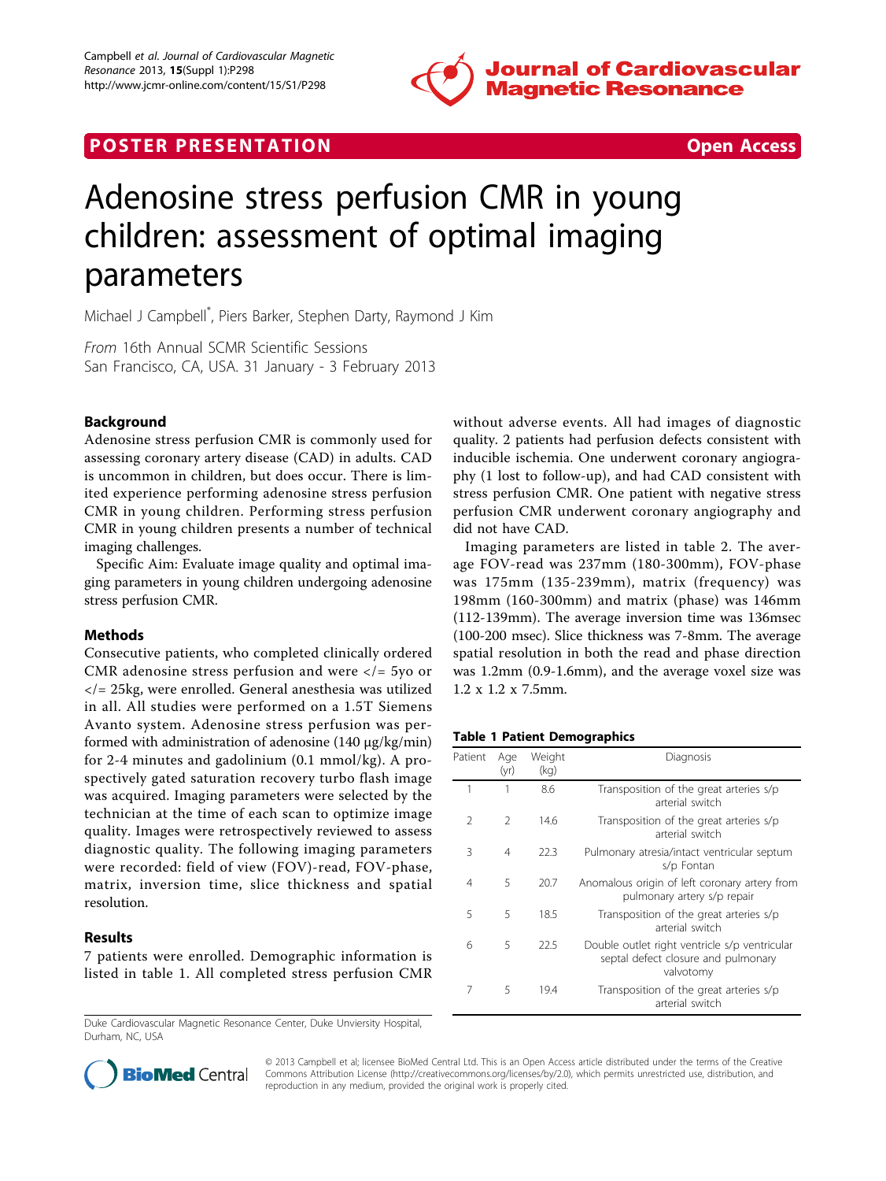POSTER PRESENTATION Open Access

# Adenosine stress perfusion CMR in young children: assessment of optimal imaging parameters

Michael J Campbell*, Piers Barker, Stephen Darty, Raymond J Kim

*From* 16th Annual SCMR Scientific Sessions
San Francisco, CA, USA. 31 January - 3 February 2013

## Background

Adenosine stress perfusion CMR is commonly used for assessing coronary artery disease (CAD) in adults. CAD is uncommon in children, but does occur. There is limited experience performing adenosine stress perfusion CMR in young children. Performing stress perfusion CMR in young children presents a number of technical imaging challenges.

Specific Aim: Evaluate image quality and optimal imaging parameters in young children undergoing adenosine stress perfusion CMR.

## Methods

Consecutive patients, who completed clinically ordered CMR adenosine stress perfusion and were </= 5yo or </= 25kg, were enrolled. General anesthesia was utilized in all. All studies were performed on a 1.5T Siemens Avanto system. Adenosine stress perfusion was performed with administration of adenosine (140 μg/kg/min) for 2-4 minutes and gadolinium (0.1 mmol/kg). A prospectively gated saturation recovery turbo flash image was acquired. Imaging parameters were selected by the technician at the time of each scan to optimize image quality. Images were retrospectively reviewed to assess diagnostic quality. The following imaging parameters were recorded: field of view (FOV)-read, FOV-phase, matrix, inversion time, slice thickness and spatial resolution.

## Results

7 patients were enrolled. Demographic information is listed in table 1. All completed stress perfusion CMR without adverse events. All had images of diagnostic quality. 2 patients had perfusion defects consistent with inducible ischemia. One underwent coronary angiography (1 lost to follow-up), and had CAD consistent with stress perfusion CMR. One patient with negative stress perfusion CMR underwent coronary angiography and did not have CAD.

Imaging parameters are listed in table 2. The average FOV-read was 237mm (180-300mm), FOV-phase was 175mm (135-239mm), matrix (frequency) was 198mm (160-300mm) and matrix (phase) was 146mm (112-139mm). The average inversion time was 136msec (100-200 msec). Slice thickness was 7-8mm. The average spatial resolution in both the read and phase direction was 1.2mm (0.9-1.6mm), and the average voxel size was 1.2 x 1.2 x 7.5mm.

**Table 1 Patient Demographics**

| Patient | Age (yr) | Weight (kg) | Diagnosis |
|---|---|---|---|
| 1 | 1 | 8.6 | Transposition of the great arteries s/p arterial switch |
| 2 | 2 | 14.6 | Transposition of the great arteries s/p arterial switch |
| 3 | 4 | 22.3 | Pulmonary atresia/intact ventricular septum s/p Fontan |
| 4 | 5 | 20.7 | Anomalous origin of left coronary artery from pulmonary artery s/p repair |
| 5 | 5 | 18.5 | Transposition of the great arteries s/p arterial switch |
| 6 | 5 | 22.5 | Double outlet right ventricle s/p ventricular septal defect closure and pulmonary valvotomy |
| 7 | 5 | 19.4 | Transposition of the great arteries s/p arterial switch |

Duke Cardiovascular Magnetic Resonance Center, Duke Unviersity Hospital, Durham, NC, USA

© 2013 Campbell et al; licensee BioMed Central Ltd. This is an Open Access article distributed under the terms of the Creative Commons Attribution License (http://creativecommons.org/licenses/by/2.0), which permits unrestricted use, distribution, and reproduction in any medium, provided the original work is properly cited.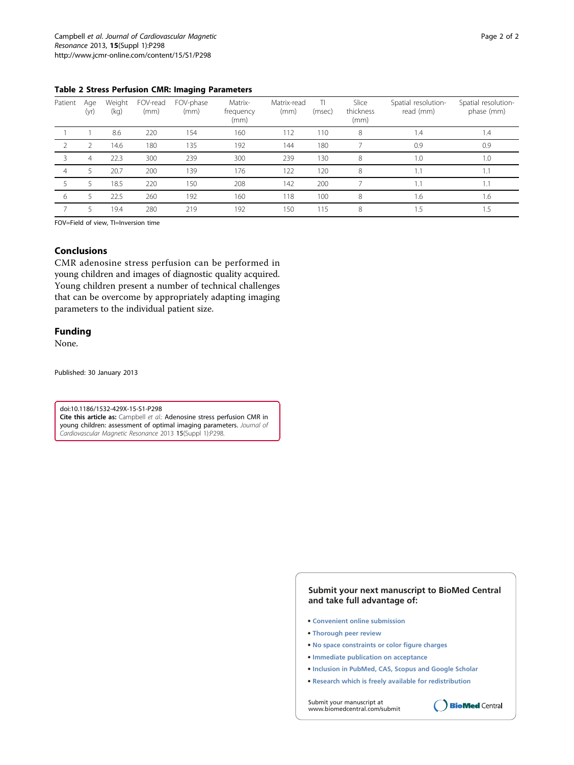**Table 2 Stress Perfusion CMR: Imaging Parameters**

| Patient | Age (yr) | Weight (kg) | FOV-read (mm) | FOV-phase (mm) | Matrix-frequency (mm) | Matrix-read (mm) | TI (msec) | Slice thickness (mm) | Spatial resolution-read (mm) | Spatial resolution-phase (mm) |
|---|---|---|---|---|---|---|---|---|---|---|
| 1 | 1 | 8.6 | 220 | 154 | 160 | 112 | 110 | 8 | 1.4 | 1.4 |
| 2 | 2 | 14.6 | 180 | 135 | 192 | 144 | 180 | 7 | 0.9 | 0.9 |
| 3 | 4 | 22.3 | 300 | 239 | 300 | 239 | 130 | 8 | 1.0 | 1.0 |
| 4 | 5 | 20.7 | 200 | 139 | 176 | 122 | 120 | 8 | 1.1 | 1.1 |
| 5 | 5 | 18.5 | 220 | 150 | 208 | 142 | 200 | 7 | 1.1 | 1.1 |
| 6 | 5 | 22.5 | 260 | 192 | 160 | 118 | 100 | 8 | 1.6 | 1.6 |
| 7 | 5 | 19.4 | 280 | 219 | 192 | 150 | 115 | 8 | 1.5 | 1.5 |

FOV=Field of view, TI=Inversion time

## Conclusions

CMR adenosine stress perfusion can be performed in young children and images of diagnostic quality acquired. Young children present a number of technical challenges that can be overcome by appropriately adapting imaging parameters to the individual patient size.

## Funding

None.

Published: 30 January 2013

doi:10.1186/1532-429X-15-S1-P298
**Cite this article as:** Campbell *et al.*: Adenosine stress perfusion CMR in young children: assessment of optimal imaging parameters. *Journal of Cardiovascular Magnetic Resonance* 2013 **15**(Suppl 1):P298.

**Submit your next manuscript to BioMed Central and take full advantage of:**

- Convenient online submission
- Thorough peer review
- No space constraints or color figure charges
- Immediate publication on acceptance
- Inclusion in PubMed, CAS, Scopus and Google Scholar
- Research which is freely available for redistribution

Submit your manuscript at www.biomedcentral.com/submit

BioMed Central